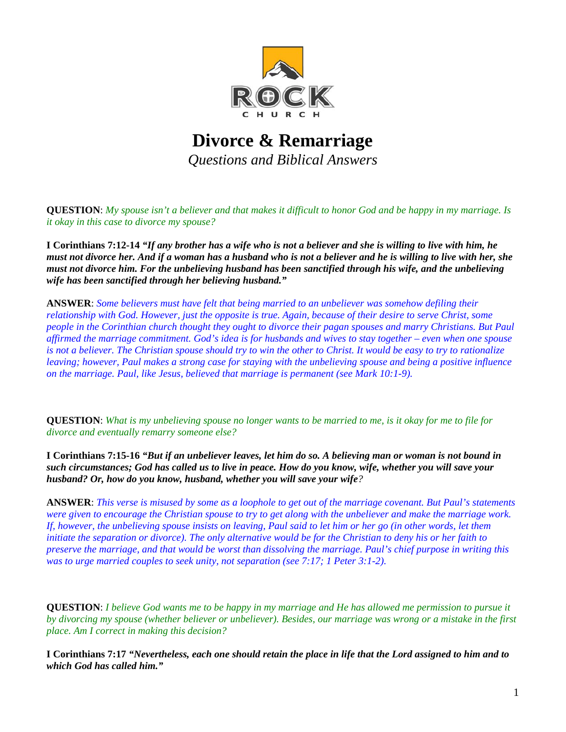ROCK CHURCH

# Divorce & Remarriage

*Questions and Biblical Answers*

**QUESTION**: *My spouse isn't a believer and that makes it difficult to honor God and be happy in my marriage. Is it okay in this case to divorce my spouse?*

**I Corinthians 7:12-14** ***"If any brother has a wife who is not a believer and she is willing to live with him, he must not divorce her. And if a woman has a husband who is not a believer and he is willing to live with her, she must not divorce him. For the unbelieving husband has been sanctified through his wife, and the unbelieving wife has been sanctified through her believing husband."***

**ANSWER**: *Some believers must have felt that being married to an unbeliever was somehow defiling their relationship with God. However, just the opposite is true. Again, because of their desire to serve Christ, some people in the Corinthian church thought they ought to divorce their pagan spouses and marry Christians. But Paul affirmed the marriage commitment. God's idea is for husbands and wives to stay together – even when one spouse is not a believer. The Christian spouse should try to win the other to Christ. It would be easy to try to rationalize leaving; however, Paul makes a strong case for staying with the unbelieving spouse and being a positive influence on the marriage. Paul, like Jesus, believed that marriage is permanent (see Mark 10:1-9).*

**QUESTION**: *What is my unbelieving spouse no longer wants to be married to me, is it okay for me to file for divorce and eventually remarry someone else?*

**I Corinthians 7:15-16** ***"But if an unbeliever leaves, let him do so. A believing man or woman is not bound in such circumstances; God has called us to live in peace. How do you know, wife, whether you will save your husband? Or, how do you know, husband, whether you will save your wife?***

**ANSWER**: *This verse is misused by some as a loophole to get out of the marriage covenant. But Paul's statements were given to encourage the Christian spouse to try to get along with the unbeliever and make the marriage work. If, however, the unbelieving spouse insists on leaving, Paul said to let him or her go (in other words, let them initiate the separation or divorce). The only alternative would be for the Christian to deny his or her faith to preserve the marriage, and that would be worst than dissolving the marriage. Paul's chief purpose in writing this was to urge married couples to seek unity, not separation (see 7:17; 1 Peter 3:1-2).*

**QUESTION**: *I believe God wants me to be happy in my marriage and He has allowed me permission to pursue it by divorcing my spouse (whether believer or unbeliever). Besides, our marriage was wrong or a mistake in the first place. Am I correct in making this decision?*

**I Corinthians 7:17** ***"Nevertheless, each one should retain the place in life that the Lord assigned to him and to which God has called him."***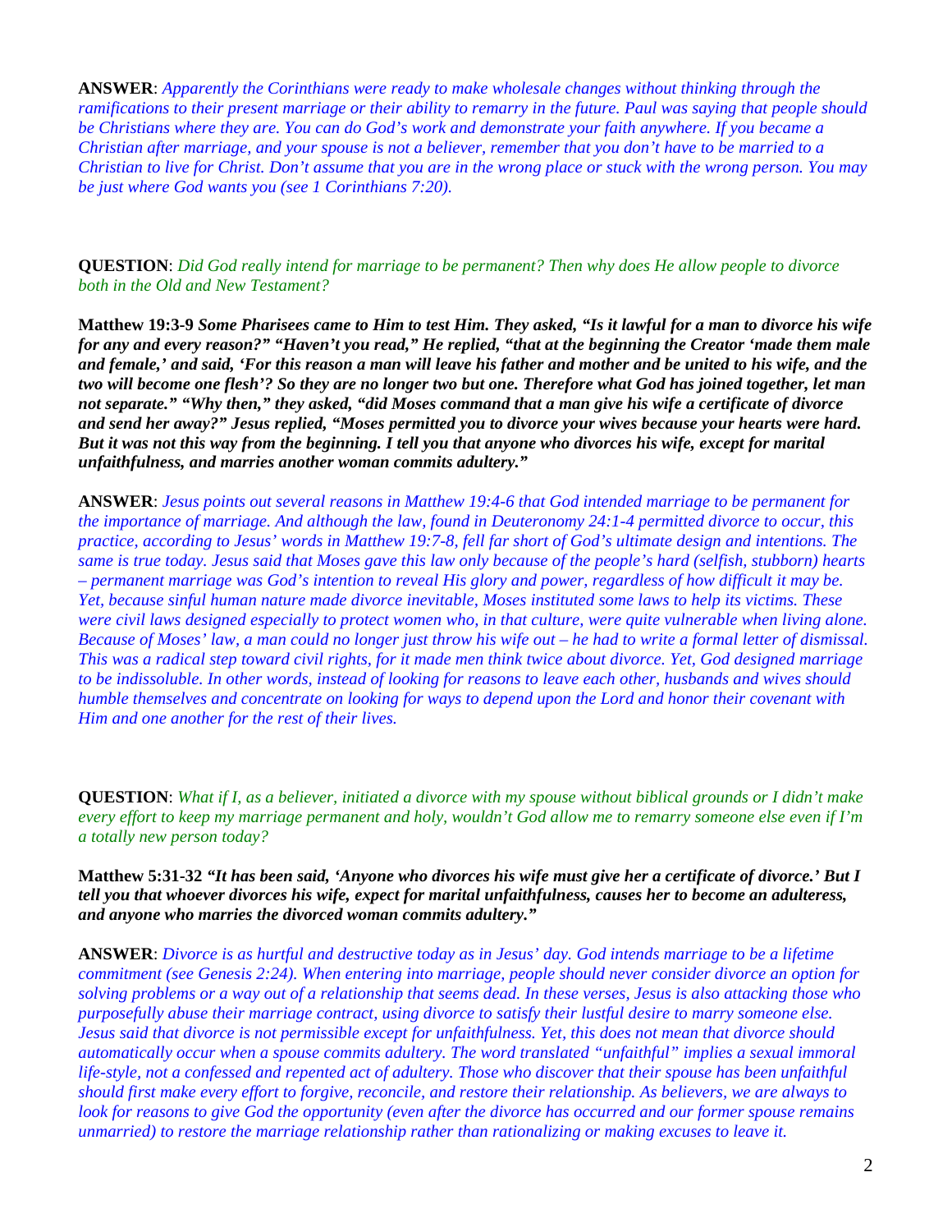**ANSWER**: *Apparently the Corinthians were ready to make wholesale changes without thinking through the ramifications to their present marriage or their ability to remarry in the future. Paul was saying that people should be Christians where they are. You can do God's work and demonstrate your faith anywhere. If you became a Christian after marriage, and your spouse is not a believer, remember that you don't have to be married to a Christian to live for Christ. Don't assume that you are in the wrong place or stuck with the wrong person. You may be just where God wants you (see 1 Corinthians 7:20).*

**QUESTION**: *Did God really intend for marriage to be permanent? Then why does He allow people to divorce both in the Old and New Testament?*

**Matthew 19:3-9** ***Some Pharisees came to Him to test Him. They asked, "Is it lawful for a man to divorce his wife for any and every reason?" "Haven't you read," He replied, "that at the beginning the Creator 'made them male and female,' and said, 'For this reason a man will leave his father and mother and be united to his wife, and the two will become one flesh'? So they are no longer two but one. Therefore what God has joined together, let man not separate." "Why then," they asked, "did Moses command that a man give his wife a certificate of divorce and send her away?" Jesus replied, "Moses permitted you to divorce your wives because your hearts were hard. But it was not this way from the beginning. I tell you that anyone who divorces his wife, except for marital unfaithfulness, and marries another woman commits adultery."***

**ANSWER**: *Jesus points out several reasons in Matthew 19:4-6 that God intended marriage to be permanent for the importance of marriage. And although the law, found in Deuteronomy 24:1-4 permitted divorce to occur, this practice, according to Jesus' words in Matthew 19:7-8, fell far short of God's ultimate design and intentions. The same is true today. Jesus said that Moses gave this law only because of the people's hard (selfish, stubborn) hearts – permanent marriage was God's intention to reveal His glory and power, regardless of how difficult it may be. Yet, because sinful human nature made divorce inevitable, Moses instituted some laws to help its victims. These were civil laws designed especially to protect women who, in that culture, were quite vulnerable when living alone. Because of Moses' law, a man could no longer just throw his wife out – he had to write a formal letter of dismissal. This was a radical step toward civil rights, for it made men think twice about divorce. Yet, God designed marriage to be indissoluble. In other words, instead of looking for reasons to leave each other, husbands and wives should humble themselves and concentrate on looking for ways to depend upon the Lord and honor their covenant with Him and one another for the rest of their lives.*

**QUESTION**: *What if I, as a believer, initiated a divorce with my spouse without biblical grounds or I didn't make every effort to keep my marriage permanent and holy, wouldn't God allow me to remarry someone else even if I'm a totally new person today?*

**Matthew 5:31-32** ***"It has been said, 'Anyone who divorces his wife must give her a certificate of divorce.' But I tell you that whoever divorces his wife, expect for marital unfaithfulness, causes her to become an adulteress, and anyone who marries the divorced woman commits adultery."***

**ANSWER**: *Divorce is as hurtful and destructive today as in Jesus' day. God intends marriage to be a lifetime commitment (see Genesis 2:24). When entering into marriage, people should never consider divorce an option for solving problems or a way out of a relationship that seems dead. In these verses, Jesus is also attacking those who purposefully abuse their marriage contract, using divorce to satisfy their lustful desire to marry someone else. Jesus said that divorce is not permissible except for unfaithfulness. Yet, this does not mean that divorce should automatically occur when a spouse commits adultery. The word translated "unfaithful" implies a sexual immoral life-style, not a confessed and repented act of adultery. Those who discover that their spouse has been unfaithful should first make every effort to forgive, reconcile, and restore their relationship. As believers, we are always to look for reasons to give God the opportunity (even after the divorce has occurred and our former spouse remains unmarried) to restore the marriage relationship rather than rationalizing or making excuses to leave it.*